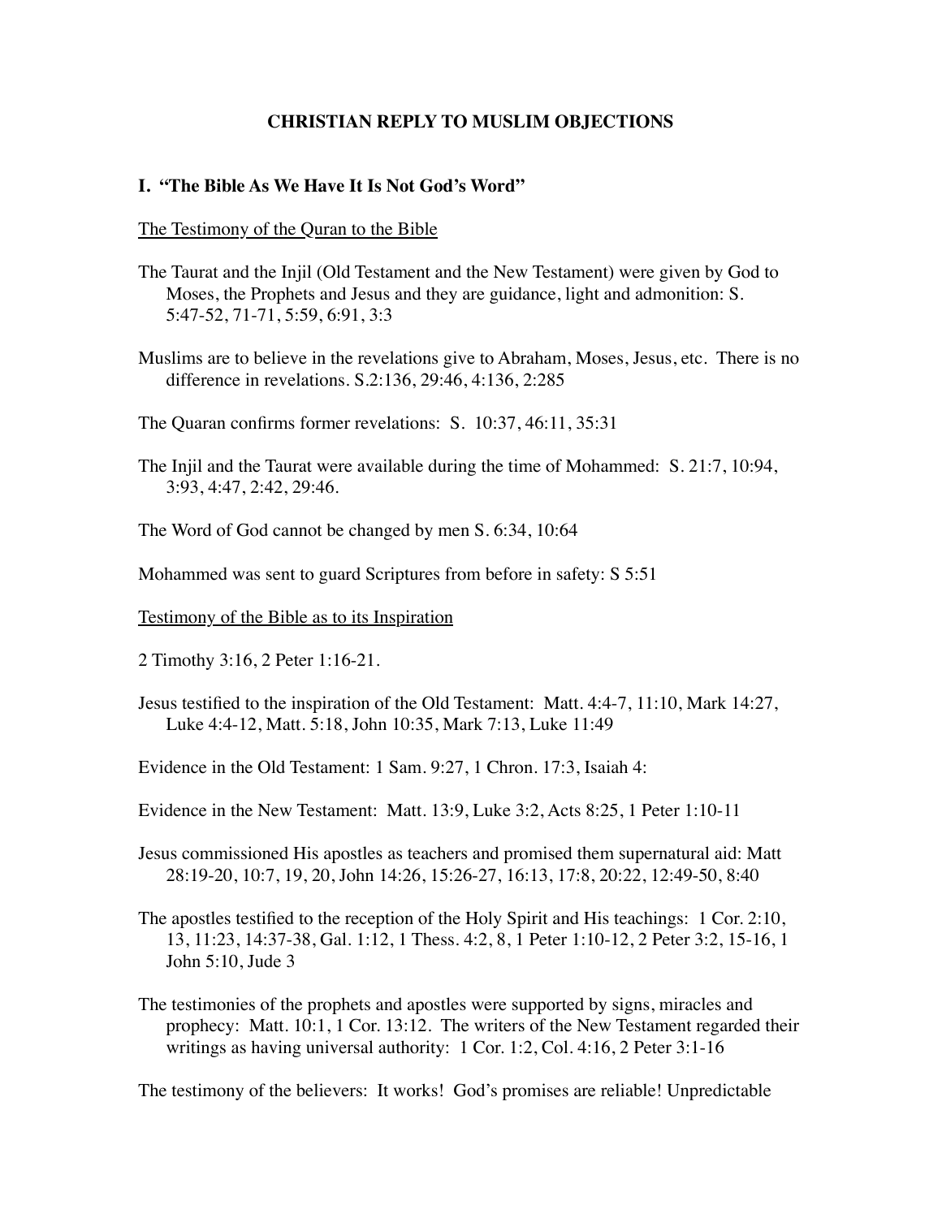**CHRISTIAN REPLY TO MUSLIM OBJECTIONS**

## I. "The Bible As We Have It Is Not God's Word"

<u>The Testimony of the Quran to the Bible</u>

The Taurat and the Injil (Old Testament and the New Testament) were given by God to Moses, the Prophets and Jesus and they are guidance, light and admonition: S. 5:47-52, 71-71, 5:59, 6:91, 3:3

Muslims are to believe in the revelations give to Abraham, Moses, Jesus, etc. There is no difference in revelations. S.2:136, 29:46, 4:136, 2:285

The Quaran confirms former revelations: S. 10:37, 46:11, 35:31

The Injil and the Taurat were available during the time of Mohammed: S. 21:7, 10:94, 3:93, 4:47, 2:42, 29:46.

The Word of God cannot be changed by men S. 6:34, 10:64

Mohammed was sent to guard Scriptures from before in safety: S 5:51

<u>Testimony of the Bible as to its Inspiration</u>

2 Timothy 3:16, 2 Peter 1:16-21.

Jesus testified to the inspiration of the Old Testament: Matt. 4:4-7, 11:10, Mark 14:27, Luke 4:4-12, Matt. 5:18, John 10:35, Mark 7:13, Luke 11:49

Evidence in the Old Testament: 1 Sam. 9:27, 1 Chron. 17:3, Isaiah 4:

Evidence in the New Testament: Matt. 13:9, Luke 3:2, Acts 8:25, 1 Peter 1:10-11

Jesus commissioned His apostles as teachers and promised them supernatural aid: Matt 28:19-20, 10:7, 19, 20, John 14:26, 15:26-27, 16:13, 17:8, 20:22, 12:49-50, 8:40

The apostles testified to the reception of the Holy Spirit and His teachings: 1 Cor. 2:10, 13, 11:23, 14:37-38, Gal. 1:12, 1 Thess. 4:2, 8, 1 Peter 1:10-12, 2 Peter 3:2, 15-16, 1 John 5:10, Jude 3

The testimonies of the prophets and apostles were supported by signs, miracles and prophecy: Matt. 10:1, 1 Cor. 13:12. The writers of the New Testament regarded their writings as having universal authority: 1 Cor. 1:2, Col. 4:16, 2 Peter 3:1-16

The testimony of the believers: It works! God's promises are reliable! Unpredictable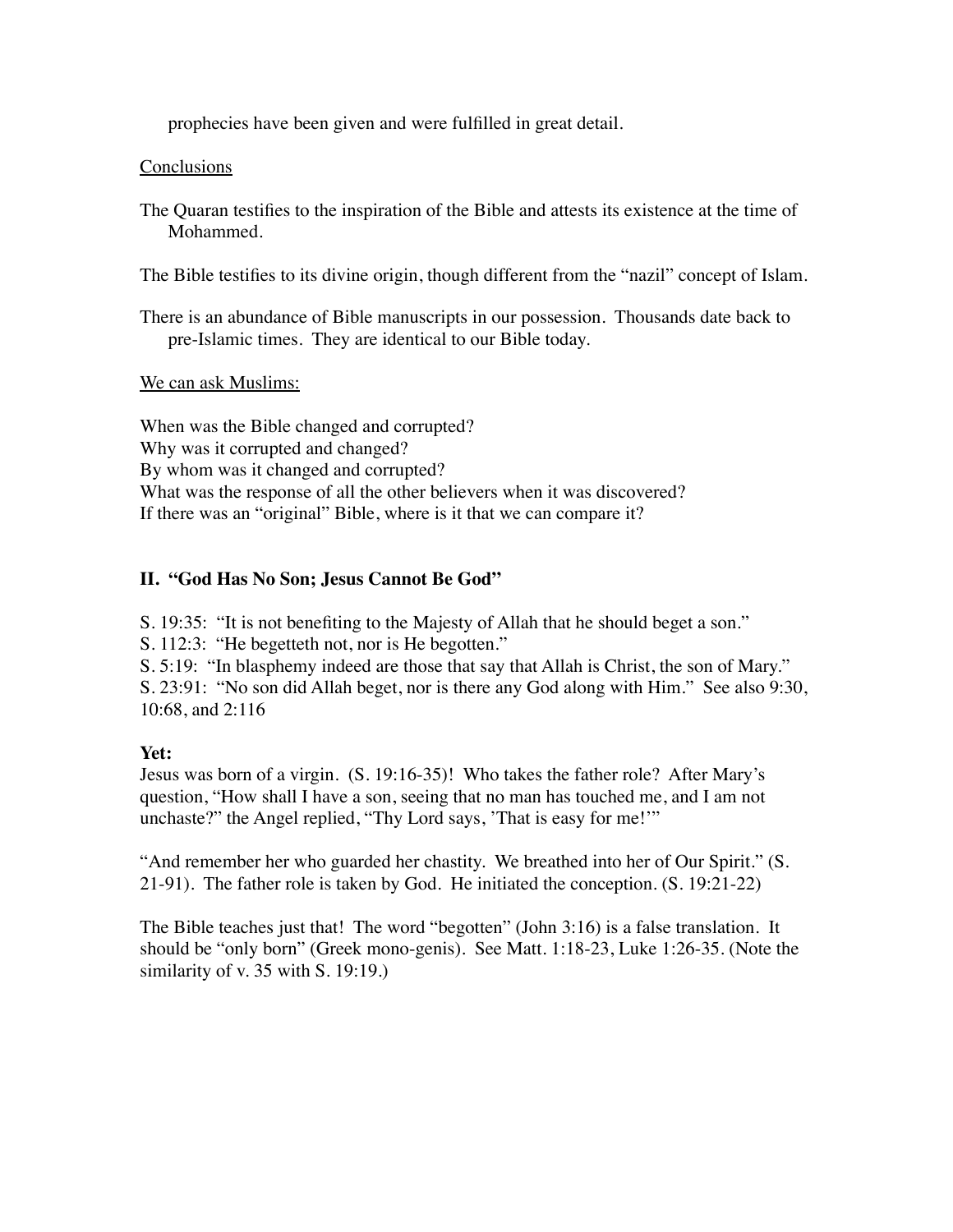prophecies have been given and were fulfilled in great detail.

Conclusions

The Quaran testifies to the inspiration of the Bible and attests its existence at the time of Mohammed.

The Bible testifies to its divine origin, though different from the "nazil" concept of Islam.

There is an abundance of Bible manuscripts in our possession. Thousands date back to pre-Islamic times. They are identical to our Bible today.

We can ask Muslims:

When was the Bible changed and corrupted?
Why was it corrupted and changed?
By whom was it changed and corrupted?
What was the response of all the other believers when it was discovered?
If there was an "original" Bible, where is it that we can compare it?

## II. "God Has No Son; Jesus Cannot Be God"

S. 19:35: "It is not benefiting to the Majesty of Allah that he should beget a son."
S. 112:3: "He begetteth not, nor is He begotten."
S. 5:19: "In blasphemy indeed are those that say that Allah is Christ, the son of Mary."
S. 23:91: "No son did Allah beget, nor is there any God along with Him." See also 9:30, 10:68, and 2:116

**Yet:**
Jesus was born of a virgin. (S. 19:16-35)! Who takes the father role? After Mary's question, "How shall I have a son, seeing that no man has touched me, and I am not unchaste?" the Angel replied, "Thy Lord says, 'That is easy for me!'"

"And remember her who guarded her chastity. We breathed into her of Our Spirit." (S. 21-91). The father role is taken by God. He initiated the conception. (S. 19:21-22)

The Bible teaches just that! The word "begotten" (John 3:16) is a false translation. It should be "only born" (Greek mono-genis). See Matt. 1:18-23, Luke 1:26-35. (Note the similarity of v. 35 with S. 19:19.)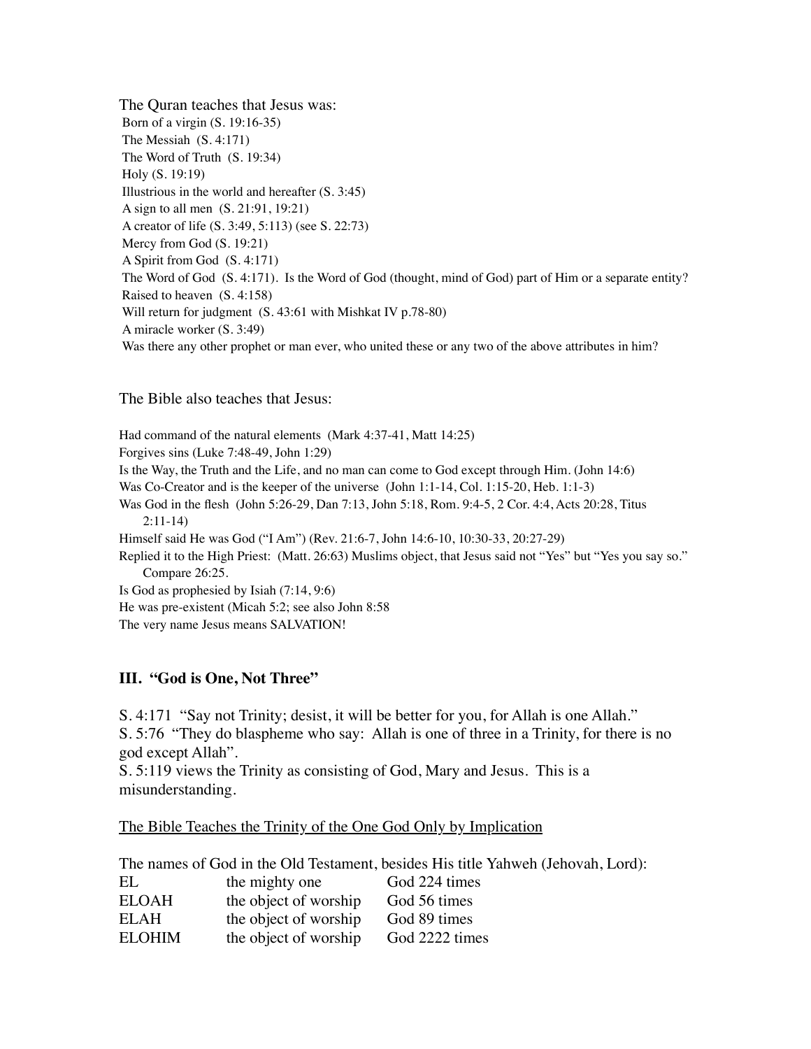The Quran teaches that Jesus was:

Born of a virgin (S. 19:16-35)
The Messiah (S. 4:171)
The Word of Truth (S. 19:34)
Holy (S. 19:19)
Illustrious in the world and hereafter (S. 3:45)
A sign to all men (S. 21:91, 19:21)
A creator of life (S. 3:49, 5:113) (see S. 22:73)
Mercy from God (S. 19:21)
A Spirit from God (S. 4:171)
The Word of God (S. 4:171). Is the Word of God (thought, mind of God) part of Him or a separate entity?
Raised to heaven (S. 4:158)
Will return for judgment (S. 43:61 with Mishkat IV p.78-80)
A miracle worker (S. 3:49)
Was there any other prophet or man ever, who united these or any two of the above attributes in him?

The Bible also teaches that Jesus:

Had command of the natural elements (Mark 4:37-41, Matt 14:25)
Forgives sins (Luke 7:48-49, John 1:29)
Is the Way, the Truth and the Life, and no man can come to God except through Him. (John 14:6)
Was Co-Creator and is the keeper of the universe (John 1:1-14, Col. 1:15-20, Heb. 1:1-3)
Was God in the flesh (John 5:26-29, Dan 7:13, John 5:18, Rom. 9:4-5, 2 Cor. 4:4, Acts 20:28, Titus 2:11-14)
Himself said He was God ("I Am") (Rev. 21:6-7, John 14:6-10, 10:30-33, 20:27-29)
Replied it to the High Priest: (Matt. 26:63) Muslims object, that Jesus said not "Yes" but "Yes you say so." Compare 26:25.
Is God as prophesied by Isiah (7:14, 9:6)
He was pre-existent (Micah 5:2; see also John 8:58
The very name Jesus means SALVATION!

### III. "God is One, Not Three"

S. 4:171 "Say not Trinity; desist, it will be better for you, for Allah is one Allah."
S. 5:76 "They do blaspheme who say: Allah is one of three in a Trinity, for there is no god except Allah".
S. 5:119 views the Trinity as consisting of God, Mary and Jesus. This is a misunderstanding.

<u>The Bible Teaches the Trinity of the One God Only by Implication</u>

The names of God in the Old Testament, besides His title Yahweh (Jehovah, Lord):

| | | |
|---|---|---|
| EL | the mighty one | God 224 times |
| ELOAH | the object of worship | God 56 times |
| ELAH | the object of worship | God 89 times |
| ELOHIM | the object of worship | God 2222 times |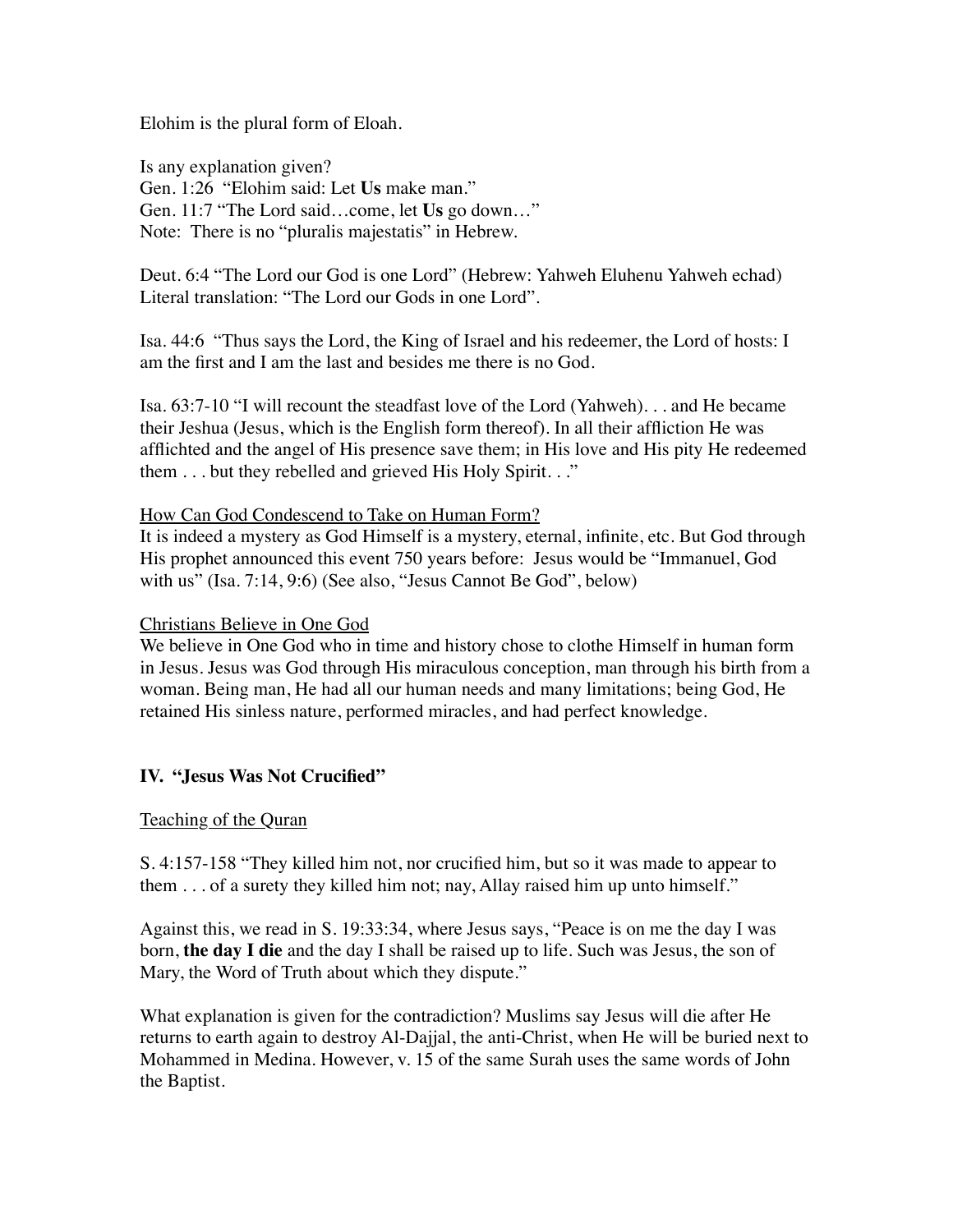Elohim is the plural form of Eloah.

Is any explanation given?
Gen. 1:26 "Elohim said: Let **Us** make man."
Gen. 11:7 "The Lord said…come, let **Us** go down…"
Note: There is no "pluralis majestatis" in Hebrew.

Deut. 6:4 "The Lord our God is one Lord" (Hebrew: Yahweh Eluhenu Yahweh echad)
Literal translation: "The Lord our Gods in one Lord".

Isa. 44:6 "Thus says the Lord, the King of Israel and his redeemer, the Lord of hosts: I am the first and I am the last and besides me there is no God.

Isa. 63:7-10 "I will recount the steadfast love of the Lord (Yahweh). . . and He became their Jeshua (Jesus, which is the English form thereof). In all their affliction He was afflichted and the angel of His presence save them; in His love and His pity He redeemed them . . . but they rebelled and grieved His Holy Spirit. . ."

<u>How Can God Condescend to Take on Human Form?</u>
It is indeed a mystery as God Himself is a mystery, eternal, infinite, etc. But God through His prophet announced this event 750 years before: Jesus would be "Immanuel, God with us" (Isa. 7:14, 9:6) (See also, "Jesus Cannot Be God", below)

<u>Christians Believe in One God</u>
We believe in One God who in time and history chose to clothe Himself in human form in Jesus. Jesus was God through His miraculous conception, man through his birth from a woman. Being man, He had all our human needs and many limitations; being God, He retained His sinless nature, performed miracles, and had perfect knowledge.

## IV. "Jesus Was Not Crucified"

<u>Teaching of the Quran</u>

S. 4:157-158 "They killed him not, nor crucified him, but so it was made to appear to them . . . of a surety they killed him not; nay, Allay raised him up unto himself."

Against this, we read in S. 19:33:34, where Jesus says, "Peace is on me the day I was born, **the day I die** and the day I shall be raised up to life. Such was Jesus, the son of Mary, the Word of Truth about which they dispute."

What explanation is given for the contradiction? Muslims say Jesus will die after He returns to earth again to destroy Al-Dajjal, the anti-Christ, when He will be buried next to Mohammed in Medina. However, v. 15 of the same Surah uses the same words of John the Baptist.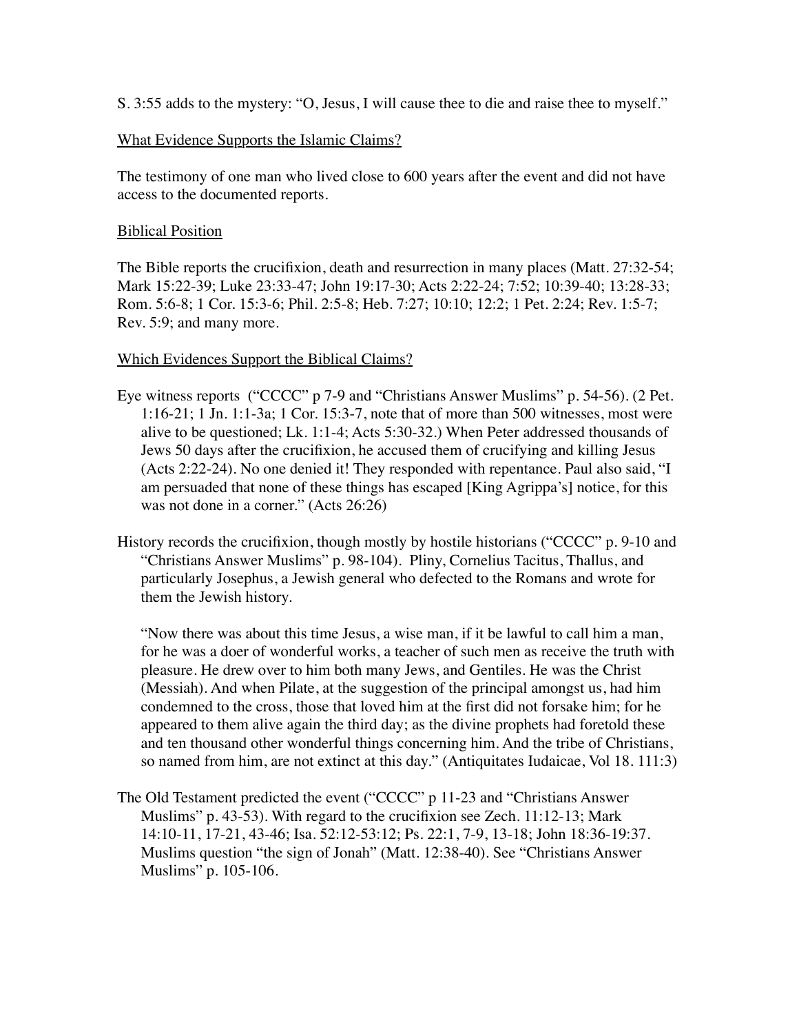S. 3:55 adds to the mystery: "O, Jesus, I will cause thee to die and raise thee to myself."

<u>What Evidence Supports the Islamic Claims?</u>

The testimony of one man who lived close to 600 years after the event and did not have access to the documented reports.

<u>Biblical Position</u>

The Bible reports the crucifixion, death and resurrection in many places (Matt. 27:32-54; Mark 15:22-39; Luke 23:33-47; John 19:17-30; Acts 2:22-24; 7:52; 10:39-40; 13:28-33; Rom. 5:6-8; 1 Cor. 15:3-6; Phil. 2:5-8; Heb. 7:27; 10:10; 12:2; 1 Pet. 2:24; Rev. 1:5-7; Rev. 5:9; and many more.

<u>Which Evidences Support the Biblical Claims?</u>

Eye witness reports ("CCCC" p 7-9 and "Christians Answer Muslims" p. 54-56). (2 Pet. 1:16-21; 1 Jn. 1:1-3a; 1 Cor. 15:3-7, note that of more than 500 witnesses, most were alive to be questioned; Lk. 1:1-4; Acts 5:30-32.) When Peter addressed thousands of Jews 50 days after the crucifixion, he accused them of crucifying and killing Jesus (Acts 2:22-24). No one denied it! They responded with repentance. Paul also said, "I am persuaded that none of these things has escaped [King Agrippa's] notice, for this was not done in a corner." (Acts 26:26)

History records the crucifixion, though mostly by hostile historians ("CCCC" p. 9-10 and "Christians Answer Muslims" p. 98-104). Pliny, Cornelius Tacitus, Thallus, and particularly Josephus, a Jewish general who defected to the Romans and wrote for them the Jewish history.

> "Now there was about this time Jesus, a wise man, if it be lawful to call him a man, for he was a doer of wonderful works, a teacher of such men as receive the truth with pleasure. He drew over to him both many Jews, and Gentiles. He was the Christ (Messiah). And when Pilate, at the suggestion of the principal amongst us, had him condemned to the cross, those that loved him at the first did not forsake him; for he appeared to them alive again the third day; as the divine prophets had foretold these and ten thousand other wonderful things concerning him. And the tribe of Christians, so named from him, are not extinct at this day." (Antiquitates Iudaicae, Vol 18. 111:3)

The Old Testament predicted the event ("CCCC" p 11-23 and "Christians Answer Muslims" p. 43-53). With regard to the crucifixion see Zech. 11:12-13; Mark 14:10-11, 17-21, 43-46; Isa. 52:12-53:12; Ps. 22:1, 7-9, 13-18; John 18:36-19:37. Muslims question "the sign of Jonah" (Matt. 12:38-40). See "Christians Answer Muslims" p. 105-106.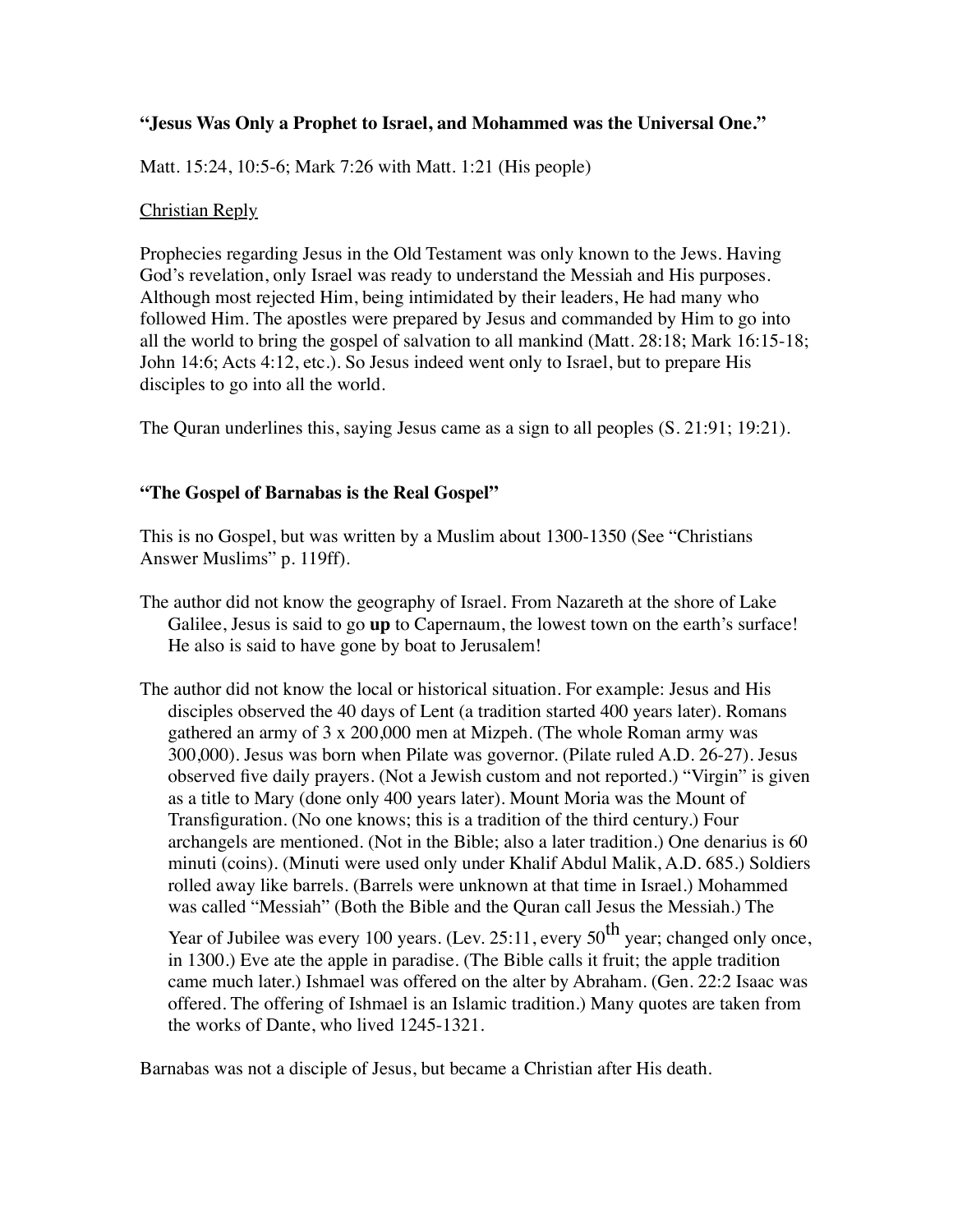**"Jesus Was Only a Prophet to Israel, and Mohammed was the Universal One."**

Matt. 15:24, 10:5-6; Mark 7:26 with Matt. 1:21 (His people)

<u>Christian Reply</u>

Prophecies regarding Jesus in the Old Testament was only known to the Jews. Having God's revelation, only Israel was ready to understand the Messiah and His purposes. Although most rejected Him, being intimidated by their leaders, He had many who followed Him. The apostles were prepared by Jesus and commanded by Him to go into all the world to bring the gospel of salvation to all mankind (Matt. 28:18; Mark 16:15-18; John 14:6; Acts 4:12, etc.). So Jesus indeed went only to Israel, but to prepare His disciples to go into all the world.

The Quran underlines this, saying Jesus came as a sign to all peoples (S. 21:91; 19:21).

**"The Gospel of Barnabas is the Real Gospel"**

This is no Gospel, but was written by a Muslim about 1300-1350 (See "Christians Answer Muslims" p. 119ff).

The author did not know the geography of Israel. From Nazareth at the shore of Lake Galilee, Jesus is said to go **up** to Capernaum, the lowest town on the earth's surface! He also is said to have gone by boat to Jerusalem!

The author did not know the local or historical situation. For example: Jesus and His disciples observed the 40 days of Lent (a tradition started 400 years later). Romans gathered an army of 3 x 200,000 men at Mizpeh. (The whole Roman army was 300,000). Jesus was born when Pilate was governor. (Pilate ruled A.D. 26-27). Jesus observed five daily prayers. (Not a Jewish custom and not reported.) "Virgin" is given as a title to Mary (done only 400 years later). Mount Moria was the Mount of Transfiguration. (No one knows; this is a tradition of the third century.) Four archangels are mentioned. (Not in the Bible; also a later tradition.) One denarius is 60 minuti (coins). (Minuti were used only under Khalif Abdul Malik, A.D. 685.) Soldiers rolled away like barrels. (Barrels were unknown at that time in Israel.) Mohammed was called "Messiah" (Both the Bible and the Quran call Jesus the Messiah.) The Year of Jubilee was every 100 years. (Lev. 25:11, every 50th year; changed only once, in 1300.) Eve ate the apple in paradise. (The Bible calls it fruit; the apple tradition came much later.) Ishmael was offered on the alter by Abraham. (Gen. 22:2 Isaac was offered. The offering of Ishmael is an Islamic tradition.) Many quotes are taken from the works of Dante, who lived 1245-1321.

Barnabas was not a disciple of Jesus, but became a Christian after His death.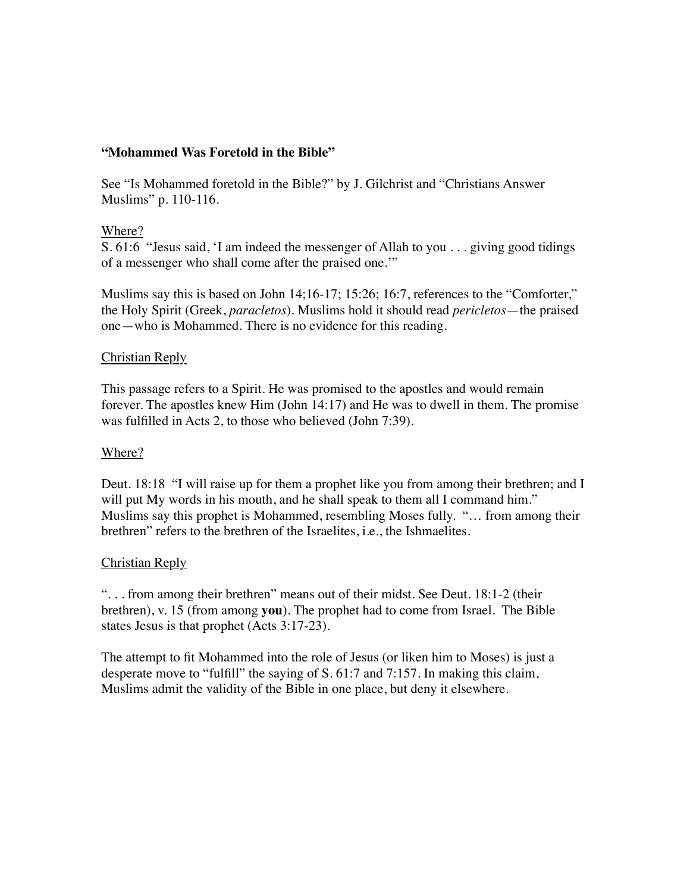**"Mohammed Was Foretold in the Bible"**

See "Is Mohammed foretold in the Bible?" by J. Gilchrist and "Christians Answer Muslims" p. 110-116.

Where?

S. 61:6 "Jesus said, 'I am indeed the messenger of Allah to you . . . giving good tidings of a messenger who shall come after the praised one.'"

Muslims say this is based on John 14;16-17; 15:26; 16:7, references to the "Comforter," the Holy Spirit (Greek, *paracletos*). Muslims hold it should read *pericletos*—the praised one—who is Mohammed. There is no evidence for this reading.

Christian Reply

This passage refers to a Spirit. He was promised to the apostles and would remain forever. The apostles knew Him (John 14:17) and He was to dwell in them. The promise was fulfilled in Acts 2, to those who believed (John 7:39).

Where?

Deut. 18:18 "I will raise up for them a prophet like you from among their brethren; and I will put My words in his mouth, and he shall speak to them all I command him." Muslims say this prophet is Mohammed, resembling Moses fully. "… from among their brethren" refers to the brethren of the Israelites, i.e., the Ishmaelites.

Christian Reply

". . . from among their brethren" means out of their midst. See Deut. 18:1-2 (their brethren), v. 15 (from among **you**). The prophet had to come from Israel. The Bible states Jesus is that prophet (Acts 3:17-23).

The attempt to fit Mohammed into the role of Jesus (or liken him to Moses) is just a desperate move to "fulfill" the saying of S. 61:7 and 7:157. In making this claim, Muslims admit the validity of the Bible in one place, but deny it elsewhere.